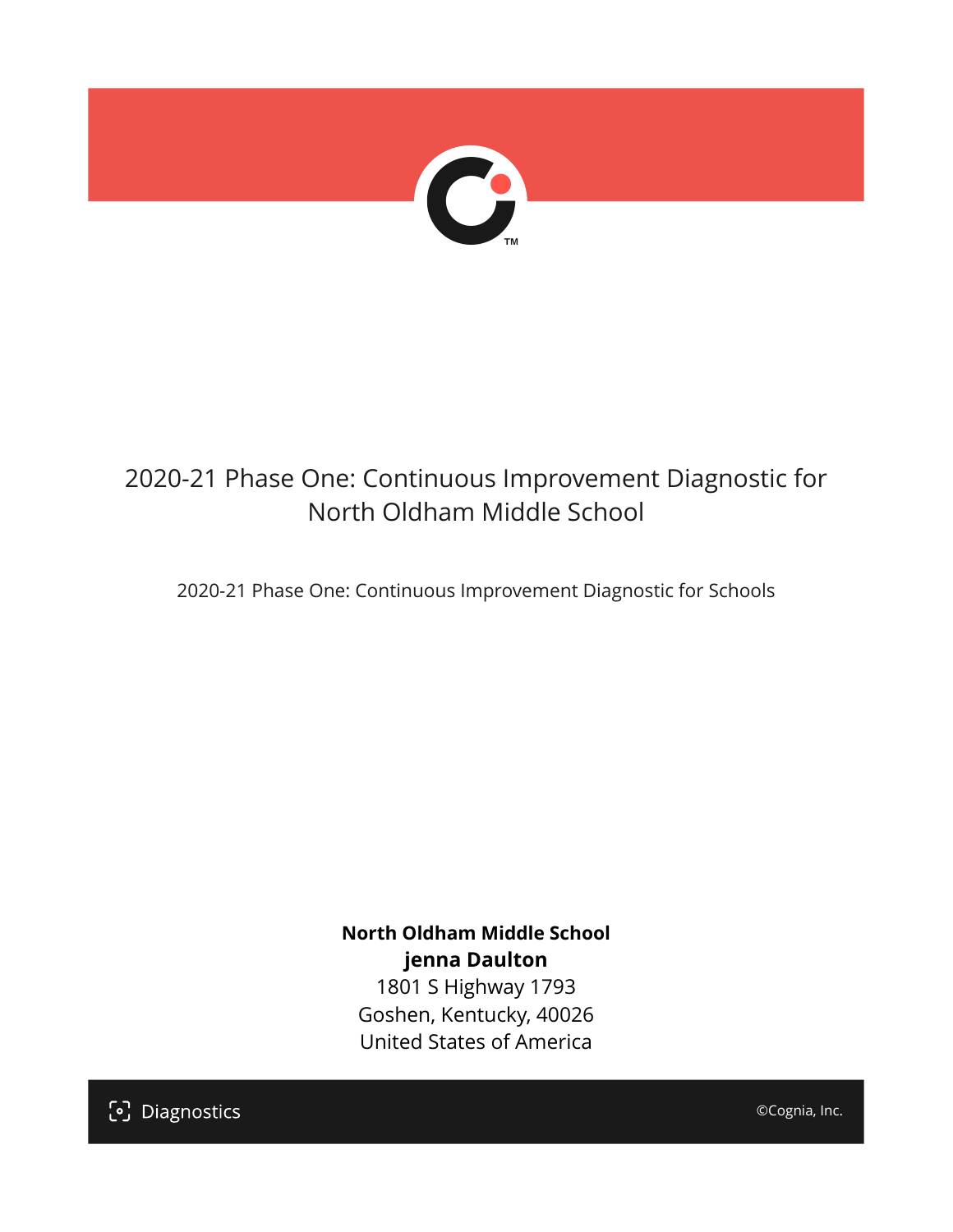# 2020-21 Phase One: Continuous Improvement Diagnostic for North Oldham Middle School

2020-21 Phase One: Continuous Improvement Diagnostic for Schools

**North Oldham Middle School**
**jenna Daulton**
1801 S Highway 1793
Goshen, Kentucky, 40026
United States of America

Diagnostics

©Cognia, Inc.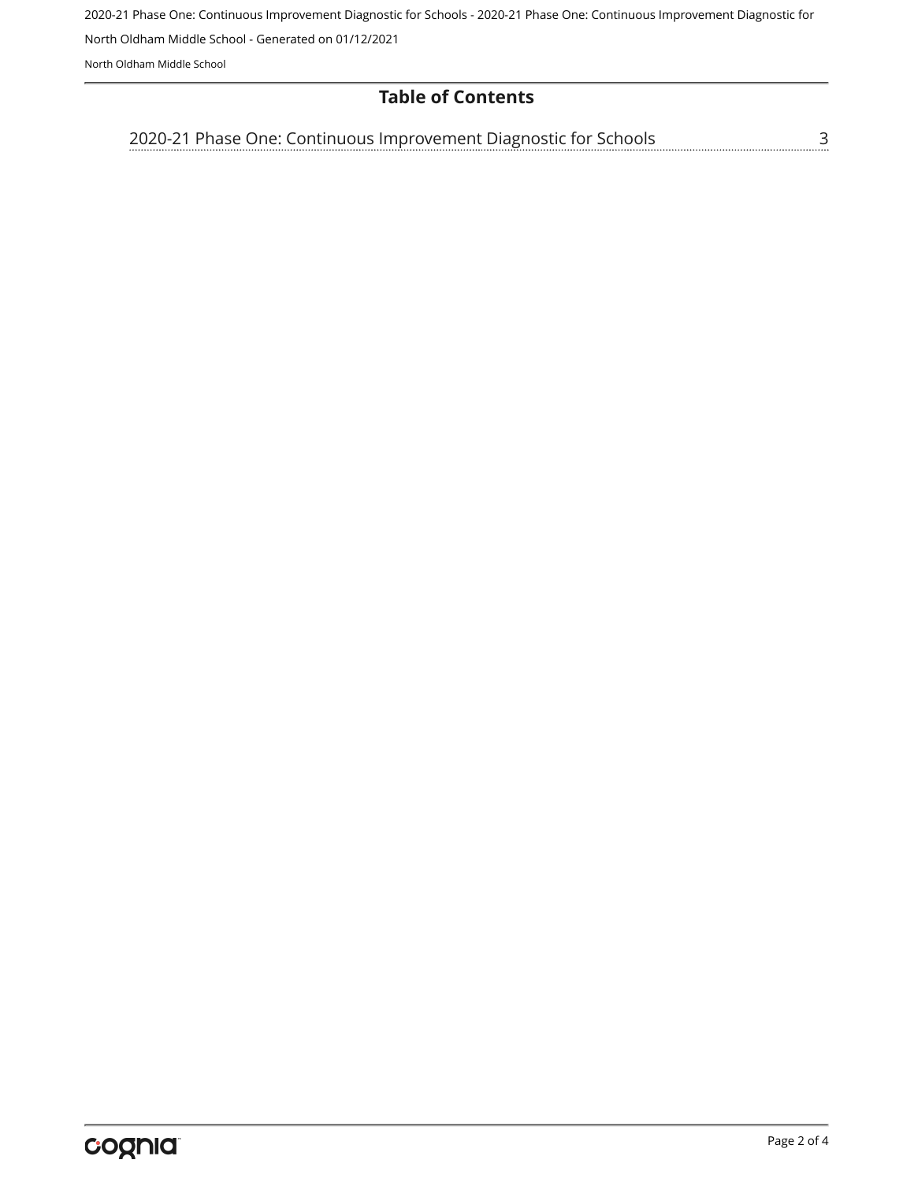## Table of Contents

2020-21 Phase One: Continuous Improvement Diagnostic for Schools ........ 3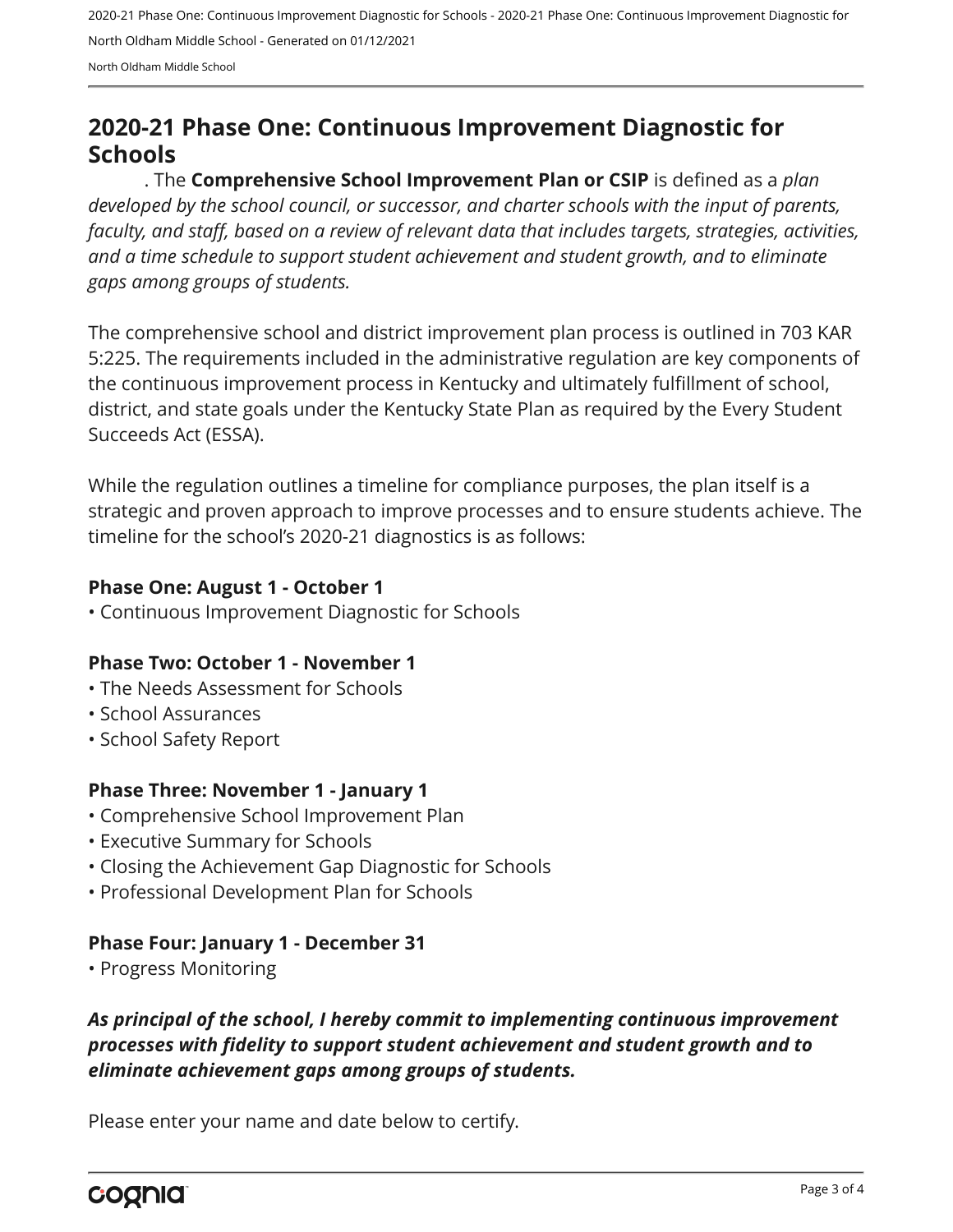## 2020-21 Phase One: Continuous Improvement Diagnostic for Schools

. The **Comprehensive School Improvement Plan or CSIP** is defined as a *plan developed by the school council, or successor, and charter schools with the input of parents, faculty, and staff, based on a review of relevant data that includes targets, strategies, activities, and a time schedule to support student achievement and student growth, and to eliminate gaps among groups of students.*

The comprehensive school and district improvement plan process is outlined in 703 KAR 5:225. The requirements included in the administrative regulation are key components of the continuous improvement process in Kentucky and ultimately fulfillment of school, district, and state goals under the Kentucky State Plan as required by the Every Student Succeeds Act (ESSA).

While the regulation outlines a timeline for compliance purposes, the plan itself is a strategic and proven approach to improve processes and to ensure students achieve. The timeline for the school's 2020-21 diagnostics is as follows:

**Phase One: August 1 - October 1**

• Continuous Improvement Diagnostic for Schools

**Phase Two: October 1 - November 1**

• The Needs Assessment for Schools
• School Assurances
• School Safety Report

**Phase Three: November 1 - January 1**

• Comprehensive School Improvement Plan
• Executive Summary for Schools
• Closing the Achievement Gap Diagnostic for Schools
• Professional Development Plan for Schools

**Phase Four: January 1 - December 31**

• Progress Monitoring

***As principal of the school, I hereby commit to implementing continuous improvement processes with fidelity to support student achievement and student growth and to eliminate achievement gaps among groups of students.***

Please enter your name and date below to certify.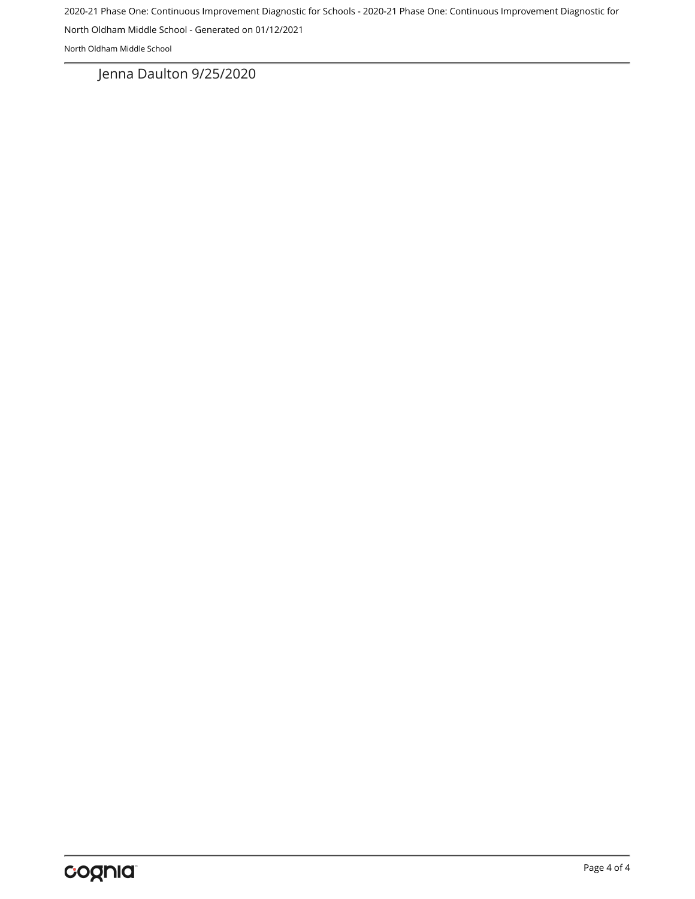Jenna Daulton 9/25/2020